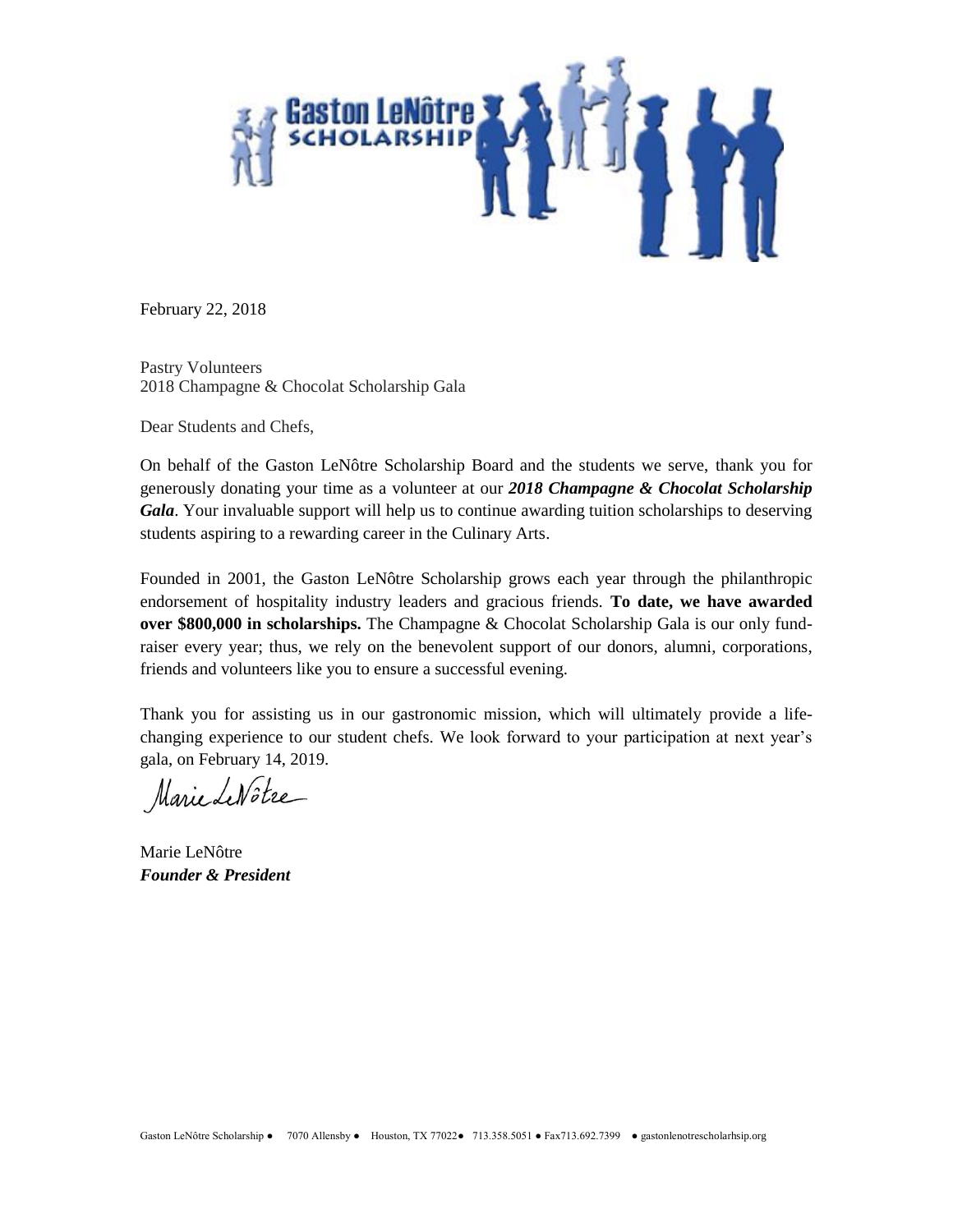Gaston LeNôtre
SCHOLARSHIP

February 22, 2018

Pastry Volunteers
2018 Champagne & Chocolat Scholarship Gala

Dear Students and Chefs,

On behalf of the Gaston LeNôtre Scholarship Board and the students we serve, thank you for generously donating your time as a volunteer at our ***2018 Champagne & Chocolat Scholarship Gala***. Your invaluable support will help us to continue awarding tuition scholarships to deserving students aspiring to a rewarding career in the Culinary Arts.

Founded in 2001, the Gaston LeNôtre Scholarship grows each year through the philanthropic endorsement of hospitality industry leaders and gracious friends. **To date, we have awarded over $800,000 in scholarships.** The Champagne & Chocolat Scholarship Gala is our only fund-raiser every year; thus, we rely on the benevolent support of our donors, alumni, corporations, friends and volunteers like you to ensure a successful evening.

Thank you for assisting us in our gastronomic mission, which will ultimately provide a life-changing experience to our student chefs. We look forward to your participation at next year's gala, on February 14, 2019.

Marie LeNôtre

Marie LeNôtre
***Founder & President***

Gaston LeNôtre Scholarship ● 7070 Allensby ● Houston, TX 77022● 713.358.5051 ● Fax713.692.7399 ● gastonlenotrescholarhsip.org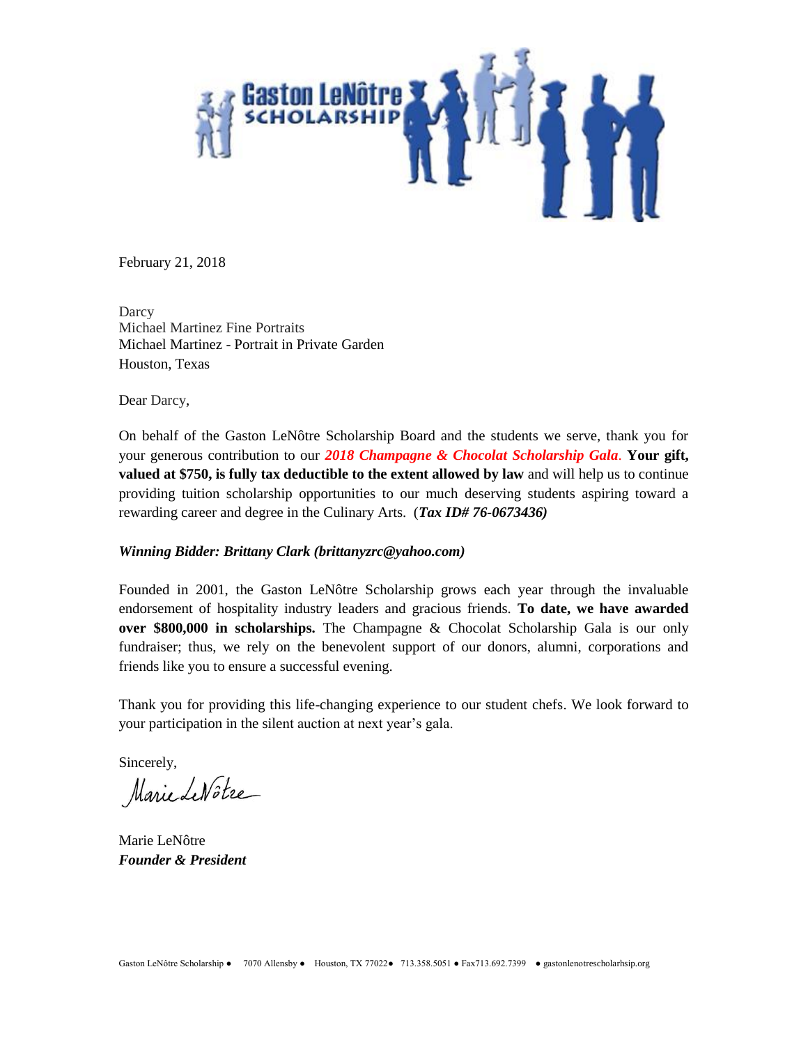**Gaston LeNôtre**
**SCHOLARSHIP**

February 21, 2018

Darcy
Michael Martinez Fine Portraits
Michael Martinez - Portrait in Private Garden
Houston, Texas

Dear Darcy,

On behalf of the Gaston LeNôtre Scholarship Board and the students we serve, thank you for your generous contribution to our ***2018 Champagne & Chocolat Scholarship Gala***. **Your gift, valued at $750, is fully tax deductible to the extent allowed by law** and will help us to continue providing tuition scholarship opportunities to our much deserving students aspiring toward a rewarding career and degree in the Culinary Arts. (***Tax ID# 76-0673436)***

***Winning Bidder: Brittany Clark (brittanyzrc@yahoo.com)***

Founded in 2001, the Gaston LeNôtre Scholarship grows each year through the invaluable endorsement of hospitality industry leaders and gracious friends. **To date, we have awarded over $800,000 in scholarships.** The Champagne & Chocolat Scholarship Gala is our only fundraiser; thus, we rely on the benevolent support of our donors, alumni, corporations and friends like you to ensure a successful evening.

Thank you for providing this life-changing experience to our student chefs. We look forward to your participation in the silent auction at next year's gala.

Sincerely,

Marie LeNôtre

Marie LeNôtre
***Founder & President***

Gaston LeNôtre Scholarship ● 7070 Allensby ● Houston, TX 77022● 713.358.5051 ● Fax713.692.7399 ● gastonlenotrescholarhsip.org